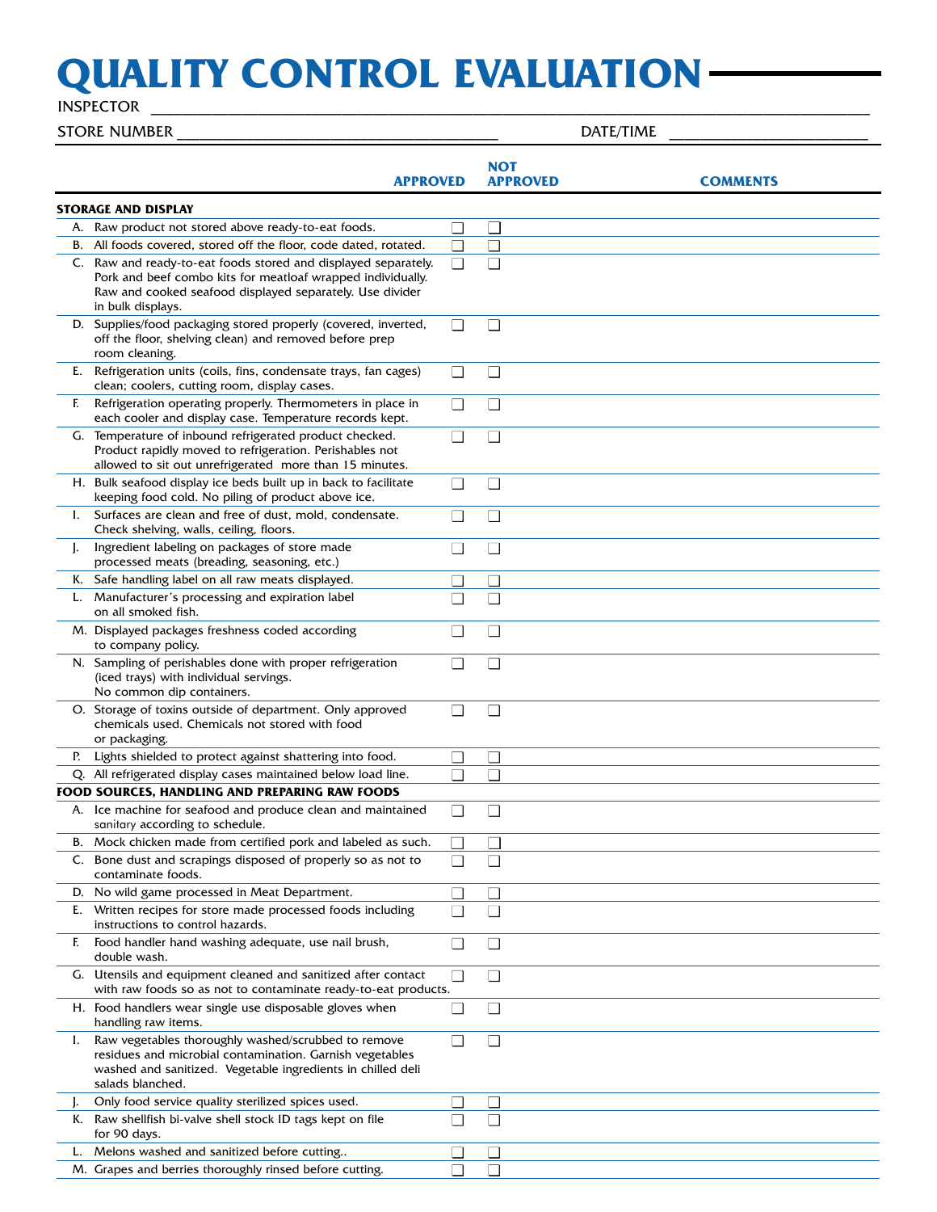# QUALITY CONTROL EVALUATION

INSPECTOR ____________________________________________

STORE NUMBER ______________________ DATE/TIME ______________________

| | APPROVED | NOT APPROVED | COMMENTS |
|---|---|---|---|
| **STORAGE AND DISPLAY** | | | |
| A. Raw product not stored above ready-to-eat foods. | ❑ | ❑ | |
| B. All foods covered, stored off the floor, code dated, rotated. | ❑ | ❑ | |
| C. Raw and ready-to-eat foods stored and displayed separately. Pork and beef combo kits for meatloaf wrapped individually. Raw and cooked seafood displayed separately. Use divider in bulk displays. | ❑ | ❑ | |
| D. Supplies/food packaging stored properly (covered, inverted, off the floor, shelving clean) and removed before prep room cleaning. | ❑ | ❑ | |
| E. Refrigeration units (coils, fins, condensate trays, fan cages) clean; coolers, cutting room, display cases. | ❑ | ❑ | |
| F. Refrigeration operating properly. Thermometers in place in each cooler and display case. Temperature records kept. | ❑ | ❑ | |
| G. Temperature of inbound refrigerated product checked. Product rapidly moved to refrigeration. Perishables not allowed to sit out unrefrigerated more than 15 minutes. | ❑ | ❑ | |
| H. Bulk seafood display ice beds built up in back to facilitate keeping food cold. No piling of product above ice. | ❑ | ❑ | |
| I. Surfaces are clean and free of dust, mold, condensate. Check shelving, walls, ceiling, floors. | ❑ | ❑ | |
| J. Ingredient labeling on packages of store made processed meats (breading, seasoning, etc.) | ❑ | ❑ | |
| K. Safe handling label on all raw meats displayed. | ❑ | ❑ | |
| L. Manufacturer's processing and expiration label on all smoked fish. | ❑ | ❑ | |
| M. Displayed packages freshness coded according to company policy. | ❑ | ❑ | |
| N. Sampling of perishables done with proper refrigeration (iced trays) with individual servings. No common dip containers. | ❑ | ❑ | |
| O. Storage of toxins outside of department. Only approved chemicals used. Chemicals not stored with food or packaging. | ❑ | ❑ | |
| P. Lights shielded to protect against shattering into food. | ❑ | ❑ | |
| Q. All refrigerated display cases maintained below load line. | ❑ | ❑ | |
| **FOOD SOURCES, HANDLING AND PREPARING RAW FOODS** | | | |
| A. Ice machine for seafood and produce clean and maintained sanitary according to schedule. | ❑ | ❑ | |
| B. Mock chicken made from certified pork and labeled as such. | ❑ | ❑ | |
| C. Bone dust and scrapings disposed of properly so as not to contaminate foods. | ❑ | ❑ | |
| D. No wild game processed in Meat Department. | ❑ | ❑ | |
| E. Written recipes for store made processed foods including instructions to control hazards. | ❑ | ❑ | |
| F. Food handler hand washing adequate, use nail brush, double wash. | ❑ | ❑ | |
| G. Utensils and equipment cleaned and sanitized after contact with raw foods so as not to contaminate ready-to-eat products. | ❑ | ❑ | |
| H. Food handlers wear single use disposable gloves when handling raw items. | ❑ | ❑ | |
| I. Raw vegetables thoroughly washed/scrubbed to remove residues and microbial contamination. Garnish vegetables washed and sanitized. Vegetable ingredients in chilled deli salads blanched. | ❑ | ❑ | |
| J. Only food service quality sterilized spices used. | ❑ | ❑ | |
| K. Raw shellfish bi-valve shell stock ID tags kept on file for 90 days. | ❑ | ❑ | |
| L. Melons washed and sanitized before cutting.. | ❑ | ❑ | |
| M. Grapes and berries thoroughly rinsed before cutting. | ❑ | ❑ | |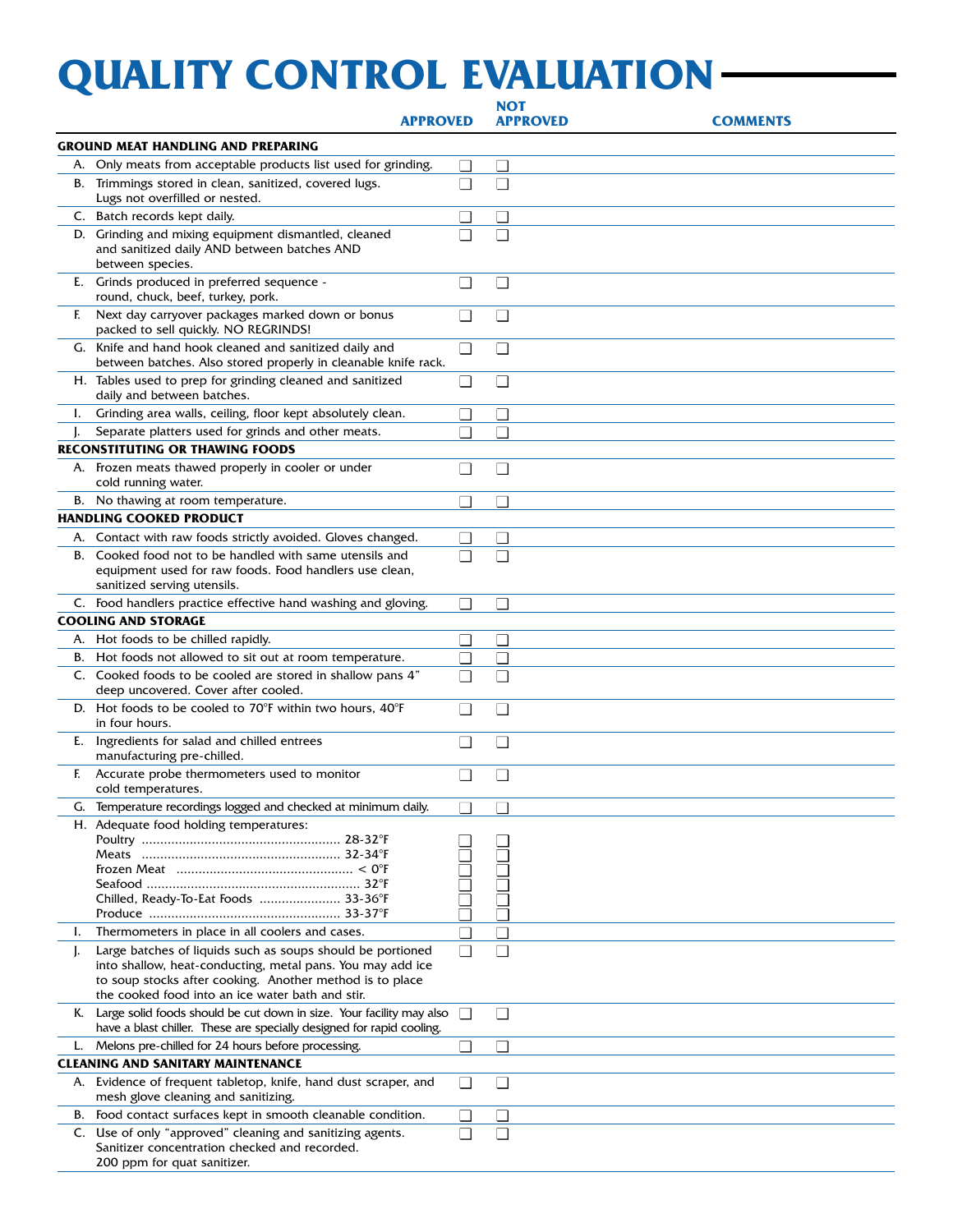# QUALITY CONTROL EVALUATION

| | APPROVED | NOT APPROVED | COMMENTS |
|---|---|---|---|
| **GROUND MEAT HANDLING AND PREPARING** | | | |
| A. Only meats from acceptable products list used for grinding. | ☐ | ☐ | |
| B. Trimmings stored in clean, sanitized, covered lugs. Lugs not overfilled or nested. | ☐ | ☐ | |
| C. Batch records kept daily. | ☐ | ☐ | |
| D. Grinding and mixing equipment dismantled, cleaned and sanitized daily AND between batches AND between species. | ☐ | ☐ | |
| E. Grinds produced in preferred sequence - round, chuck, beef, turkey, pork. | ☐ | ☐ | |
| F. Next day carryover packages marked down or bonus packed to sell quickly. NO REGRINDS! | ☐ | ☐ | |
| G. Knife and hand hook cleaned and sanitized daily and between batches. Also stored properly in cleanable knife rack. | ☐ | ☐ | |
| H. Tables used to prep for grinding cleaned and sanitized daily and between batches. | ☐ | ☐ | |
| I. Grinding area walls, ceiling, floor kept absolutely clean. | ☐ | ☐ | |
| J. Separate platters used for grinds and other meats. | ☐ | ☐ | |
| **RECONSTITUTING OR THAWING FOODS** | | | |
| A. Frozen meats thawed properly in cooler or under cold running water. | ☐ | ☐ | |
| B. No thawing at room temperature. | ☐ | ☐ | |
| **HANDLING COOKED PRODUCT** | | | |
| A. Contact with raw foods strictly avoided. Gloves changed. | ☐ | ☐ | |
| B. Cooked food not to be handled with same utensils and equipment used for raw foods. Food handlers use clean, sanitized serving utensils. | ☐ | ☐ | |
| C. Food handlers practice effective hand washing and gloving. | ☐ | ☐ | |
| **COOLING AND STORAGE** | | | |
| A. Hot foods to be chilled rapidly. | ☐ | ☐ | |
| B. Hot foods not allowed to sit out at room temperature. | ☐ | ☐ | |
| C. Cooked foods to be cooled are stored in shallow pans 4" deep uncovered. Cover after cooled. | ☐ | ☐ | |
| D. Hot foods to be cooled to 70°F within two hours, 40°F in four hours. | ☐ | ☐ | |
| E. Ingredients for salad and chilled entrees manufacturing pre-chilled. | ☐ | ☐ | |
| F. Accurate probe thermometers used to monitor cold temperatures. | ☐ | ☐ | |
| G. Temperature recordings logged and checked at minimum daily. | ☐ | ☐ | |
| H. Adequate food holding temperatures: | | | |
| Poultry ........ 28-32°F | ☐ | ☐ | |
| Meats ........ 32-34°F | ☐ | ☐ | |
| Frozen Meat ........ < 0°F | ☐ | ☐ | |
| Seafood ........ 32°F | ☐ | ☐ | |
| Chilled, Ready-To-Eat Foods ........ 33-36°F | ☐ | ☐ | |
| Produce ........ 33-37°F | ☐ | ☐ | |
| I. Thermometers in place in all coolers and cases. | ☐ | ☐ | |
| J. Large batches of liquids such as soups should be portioned into shallow, heat-conducting, metal pans. You may add ice to soup stocks after cooking. Another method is to place the cooked food into an ice water bath and stir. | ☐ | ☐ | |
| K. Large solid foods should be cut down in size. Your facility may also have a blast chiller. These are specially designed for rapid cooling. | ☐ | ☐ | |
| L. Melons pre-chilled for 24 hours before processing. | ☐ | ☐ | |
| **CLEANING AND SANITARY MAINTENANCE** | | | |
| A. Evidence of frequent tabletop, knife, hand dust scraper, and mesh glove cleaning and sanitizing. | ☐ | ☐ | |
| B. Food contact surfaces kept in smooth cleanable condition. | ☐ | ☐ | |
| C. Use of only "approved" cleaning and sanitizing agents. Sanitizer concentration checked and recorded. 200 ppm for quat sanitizer. | ☐ | ☐ | |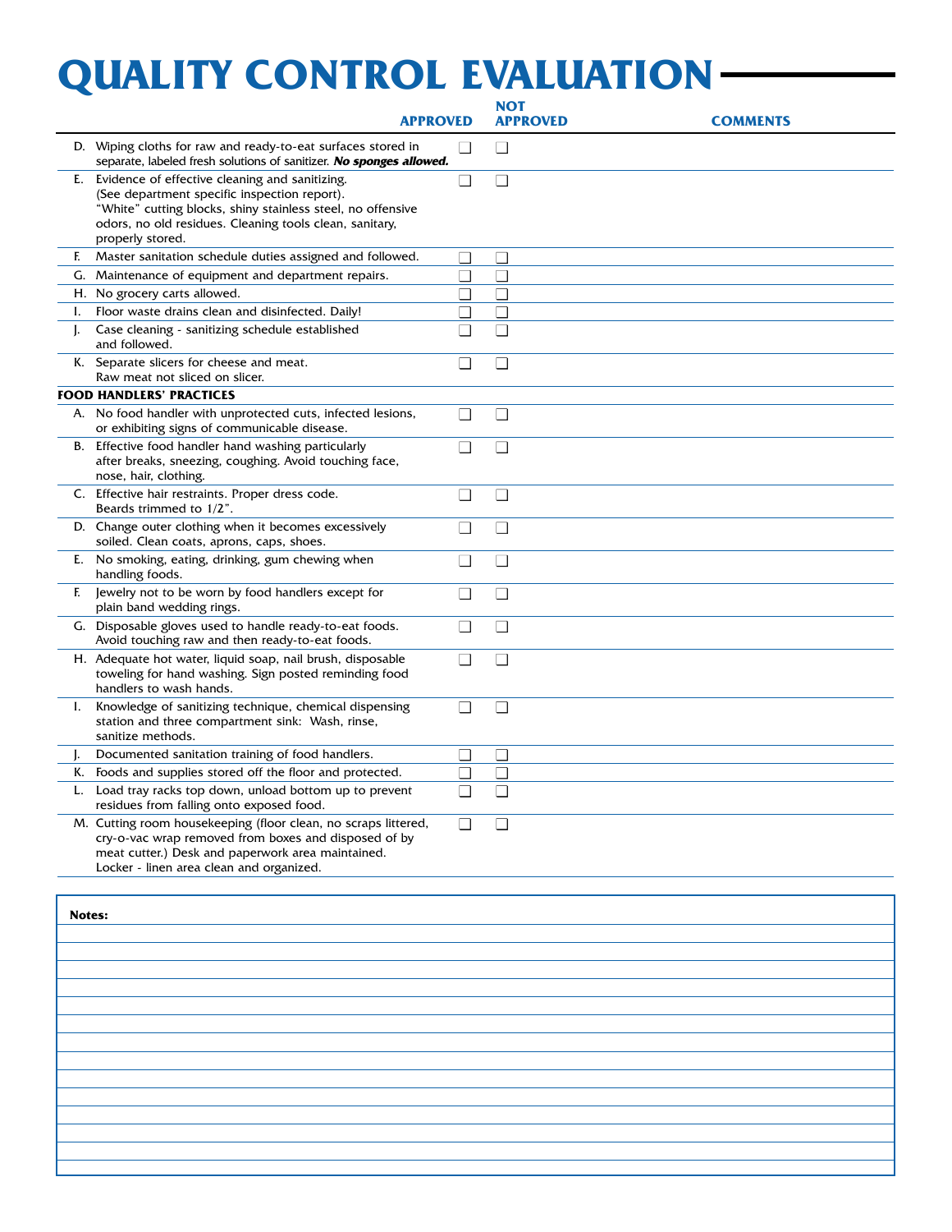# QUALITY CONTROL EVALUATION

| | APPROVED | NOT APPROVED | COMMENTS |
|---|---|---|---|
| D. Wiping cloths for raw and ready-to-eat surfaces stored in separate, labeled fresh solutions of sanitizer. ***No sponges allowed.*** | ❑ | ❑ | |
| E. Evidence of effective cleaning and sanitizing. (See department specific inspection report). "White" cutting blocks, shiny stainless steel, no offensive odors, no old residues. Cleaning tools clean, sanitary, properly stored. | ❑ | ❑ | |
| F. Master sanitation schedule duties assigned and followed. | ❑ | ❑ | |
| G. Maintenance of equipment and department repairs. | ❑ | ❑ | |
| H. No grocery carts allowed. | ❑ | ❑ | |
| I. Floor waste drains clean and disinfected. Daily! | ❑ | ❑ | |
| J. Case cleaning - sanitizing schedule established and followed. | ❑ | ❑ | |
| K. Separate slicers for cheese and meat. Raw meat not sliced on slicer. | ❑ | ❑ | |
| **FOOD HANDLERS' PRACTICES** | | | |
| A. No food handler with unprotected cuts, infected lesions, or exhibiting signs of communicable disease. | ❑ | ❑ | |
| B. Effective food handler hand washing particularly after breaks, sneezing, coughing. Avoid touching face, nose, hair, clothing. | ❑ | ❑ | |
| C. Effective hair restraints. Proper dress code. Beards trimmed to 1/2". | ❑ | ❑ | |
| D. Change outer clothing when it becomes excessively soiled. Clean coats, aprons, caps, shoes. | ❑ | ❑ | |
| E. No smoking, eating, drinking, gum chewing when handling foods. | ❑ | ❑ | |
| F. Jewelry not to be worn by food handlers except for plain band wedding rings. | ❑ | ❑ | |
| G. Disposable gloves used to handle ready-to-eat foods. Avoid touching raw and then ready-to-eat foods. | ❑ | ❑ | |
| H. Adequate hot water, liquid soap, nail brush, disposable toweling for hand washing. Sign posted reminding food handlers to wash hands. | ❑ | ❑ | |
| I. Knowledge of sanitizing technique, chemical dispensing station and three compartment sink: Wash, rinse, sanitize methods. | ❑ | ❑ | |
| J. Documented sanitation training of food handlers. | ❑ | ❑ | |
| K. Foods and supplies stored off the floor and protected. | ❑ | ❑ | |
| L. Load tray racks top down, unload bottom up to prevent residues from falling onto exposed food. | ❑ | ❑ | |
| M. Cutting room housekeeping (floor clean, no scraps littered, cry-o-vac wrap removed from boxes and disposed of by meat cutter.) Desk and paperwork area maintained. Locker - linen area clean and organized. | ❑ | ❑ | |

**Notes:**